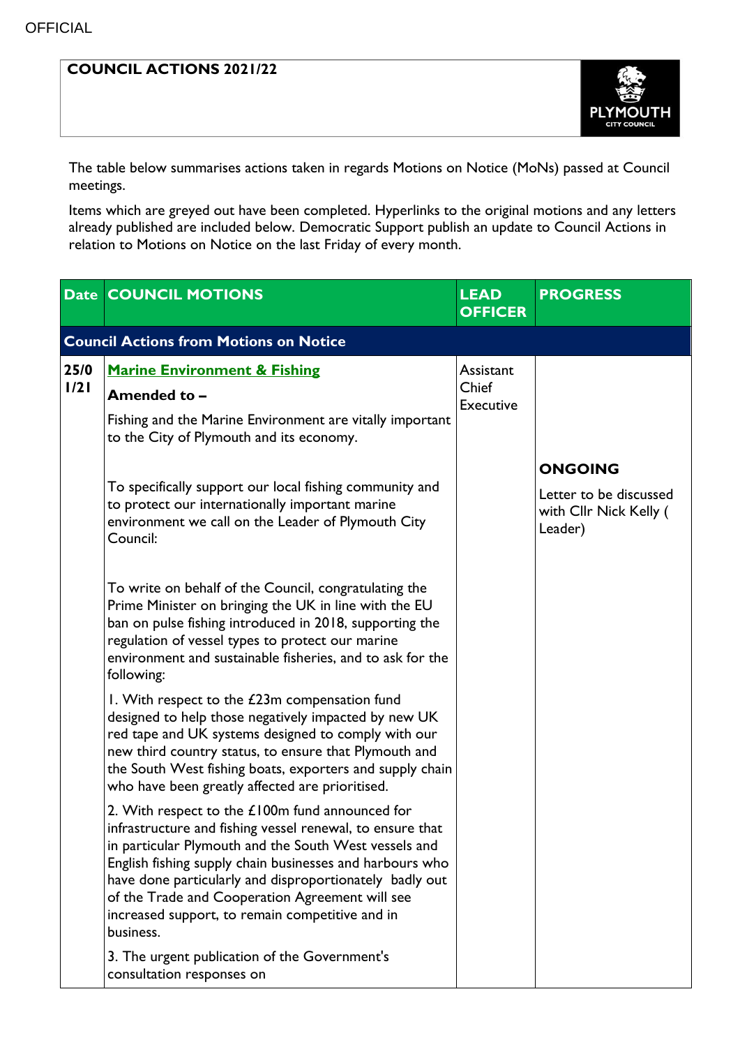OFFICIAL

# COUNCIL ACTIONS 2021/22

The table below summarises actions taken in regards Motions on Notice (MoNs) passed at Council meetings.

Items which are greyed out have been completed. Hyperlinks to the original motions and any letters already published are included below. Democratic Support publish an update to Council Actions in relation to Motions on Notice on the last Friday of every month.

| Date | COUNCIL MOTIONS | LEAD OFFICER | PROGRESS |
|---|---|---|---|
| **Council Actions from Motions on Notice** | | | |
| 25/01/21 | **Marine Environment & Fishing**<br><br>**Amended to –**<br><br>Fishing and the Marine Environment are vitally important to the City of Plymouth and its economy.<br><br>To specifically support our local fishing community and to protect our internationally important marine environment we call on the Leader of Plymouth City Council:<br><br>To write on behalf of the Council, congratulating the Prime Minister on bringing the UK in line with the EU ban on pulse fishing introduced in 2018, supporting the regulation of vessel types to protect our marine environment and sustainable fisheries, and to ask for the following:<br><br>1. With respect to the £23m compensation fund designed to help those negatively impacted by new UK red tape and UK systems designed to comply with our new third country status, to ensure that Plymouth and the South West fishing boats, exporters and supply chain who have been greatly affected are prioritised.<br><br>2. With respect to the £100m fund announced for infrastructure and fishing vessel renewal, to ensure that in particular Plymouth and the South West vessels and English fishing supply chain businesses and harbours who have done particularly and disproportionately badly out of the Trade and Cooperation Agreement will see increased support, to remain competitive and in business.<br><br>3. The urgent publication of the Government's consultation responses on | Assistant Chief Executive | **ONGOING**<br><br>Letter to be discussed with Cllr Nick Kelly ( Leader) |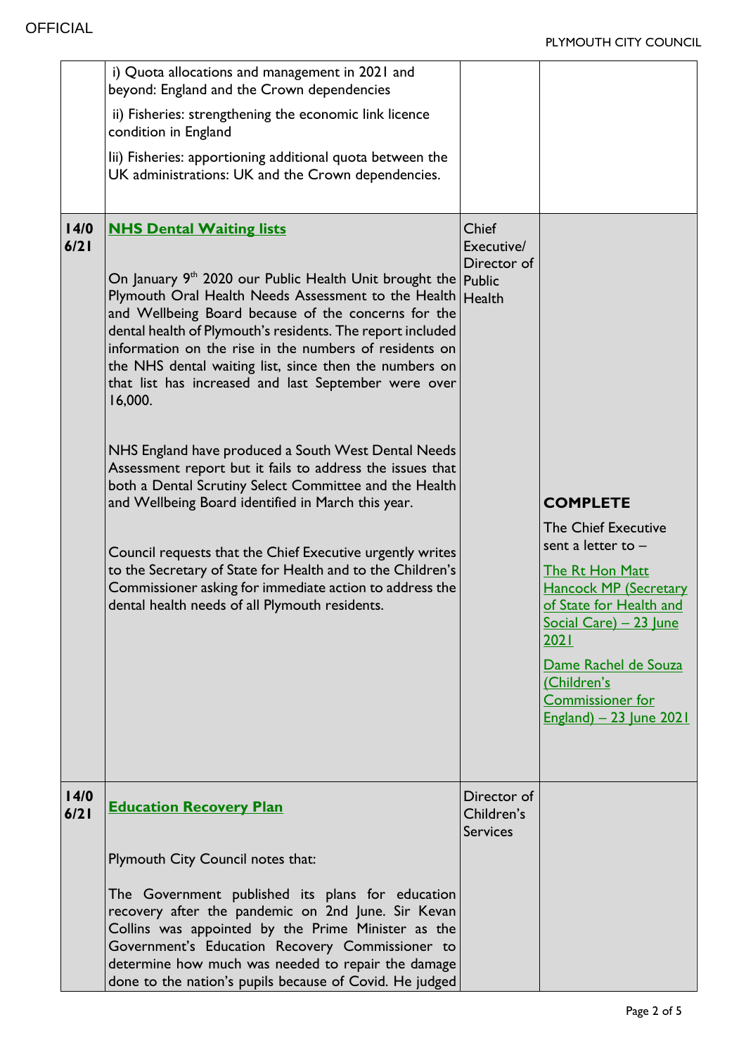| | | | |
|---|---|---|---|
| | i) Quota allocations and management in 2021 and beyond: England and the Crown dependencies<br><br>ii) Fisheries: strengthening the economic link licence condition in England<br><br>Iii) Fisheries: apportioning additional quota between the UK administrations: UK and the Crown dependencies. | | |
| 14/06/21 | **NHS Dental Waiting lists**<br><br>On January 9th 2020 our Public Health Unit brought the Plymouth Oral Health Needs Assessment to the Health and Wellbeing Board because of the concerns for the dental health of Plymouth's residents. The report included information on the rise in the numbers of residents on the NHS dental waiting list, since then the numbers on that list has increased and last September were over 16,000.<br><br>NHS England have produced a South West Dental Needs Assessment report but it fails to address the issues that both a Dental Scrutiny Select Committee and the Health and Wellbeing Board identified in March this year.<br><br>Council requests that the Chief Executive urgently writes to the Secretary of State for Health and to the Children's Commissioner asking for immediate action to address the dental health needs of all Plymouth residents. | Chief Executive/ Director of Public Health | **COMPLETE**<br><br>The Chief Executive sent a letter to –<br><br>The Rt Hon Matt Hancock MP (Secretary of State for Health and Social Care) – 23 June 2021<br><br>Dame Rachel de Souza (Children's Commissioner for England) – 23 June 2021 |
| 14/06/21 | **Education Recovery Plan**<br><br>Plymouth City Council notes that:<br><br>The Government published its plans for education recovery after the pandemic on 2nd June. Sir Kevan Collins was appointed by the Prime Minister as the Government's Education Recovery Commissioner to determine how much was needed to repair the damage done to the nation's pupils because of Covid. He judged | Director of Children's Services | |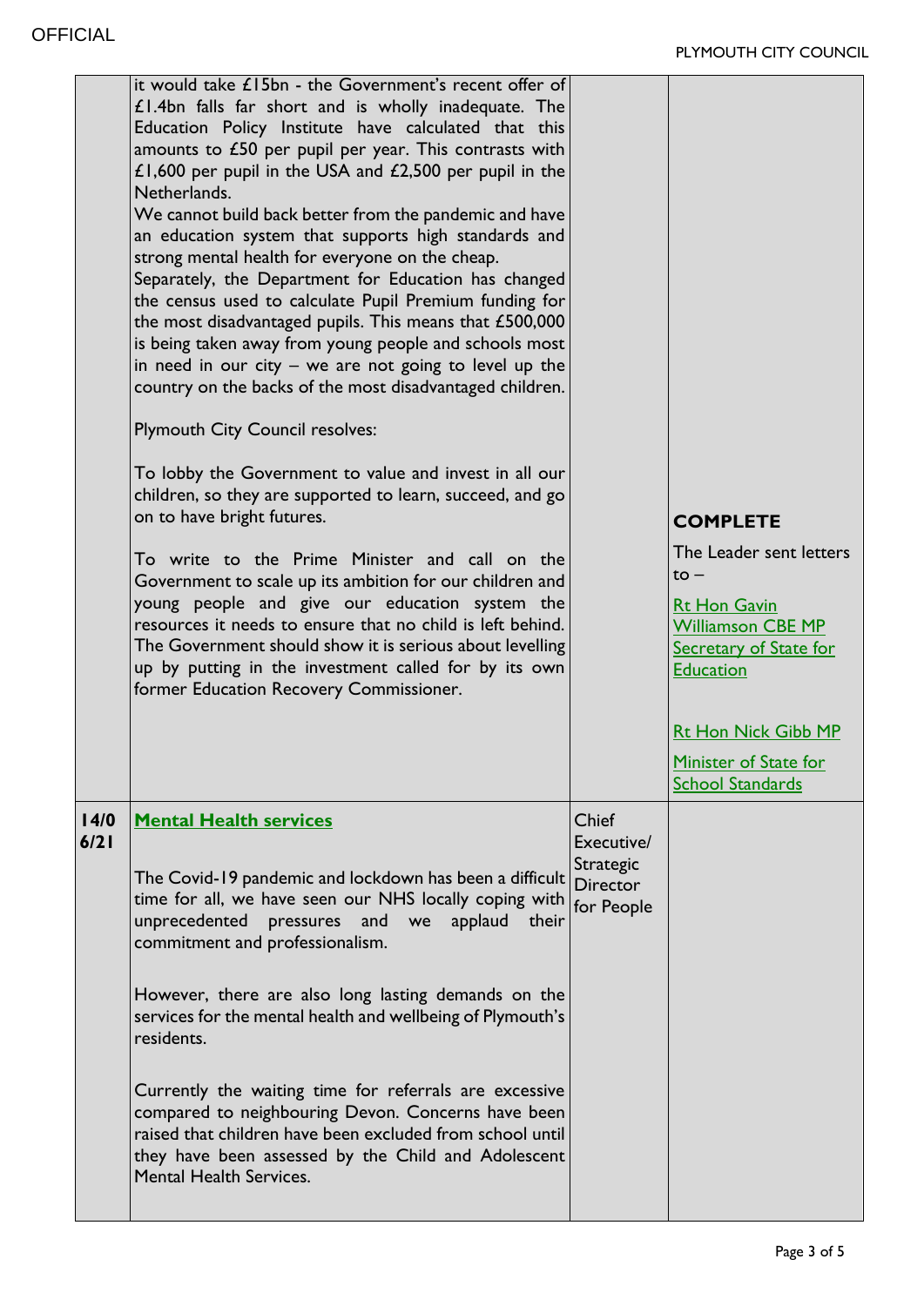| | | | |
|---|---|---|---|
| | it would take £15bn - the Government's recent offer of £1.4bn falls far short and is wholly inadequate. The Education Policy Institute have calculated that this amounts to £50 per pupil per year. This contrasts with £1,600 per pupil in the USA and £2,500 per pupil in the Netherlands.<br>We cannot build back better from the pandemic and have an education system that supports high standards and strong mental health for everyone on the cheap.<br>Separately, the Department for Education has changed the census used to calculate Pupil Premium funding for the most disadvantaged pupils. This means that £500,000 is being taken away from young people and schools most in need in our city – we are not going to level up the country on the backs of the most disadvantaged children.<br><br>Plymouth City Council resolves:<br><br>To lobby the Government to value and invest in all our children, so they are supported to learn, succeed, and go on to have bright futures.<br><br>To write to the Prime Minister and call on the Government to scale up its ambition for our children and young people and give our education system the resources it needs to ensure that no child is left behind. The Government should show it is serious about levelling up by putting in the investment called for by its own former Education Recovery Commissioner. | | **COMPLETE**<br><br>The Leader sent letters to –<br><br>Rt Hon Gavin Williamson CBE MP Secretary of State for Education<br><br>Rt Hon Nick Gibb MP<br><br>Minister of State for School Standards |
| **14/06/21** | **Mental Health services**<br><br>The Covid-19 pandemic and lockdown has been a difficult time for all, we have seen our NHS locally coping with unprecedented pressures and we applaud their commitment and professionalism.<br><br>However, there are also long lasting demands on the services for the mental health and wellbeing of Plymouth's residents.<br><br>Currently the waiting time for referrals are excessive compared to neighbouring Devon. Concerns have been raised that children have been excluded from school until they have been assessed by the Child and Adolescent Mental Health Services. | Chief Executive/ Strategic Director for People | |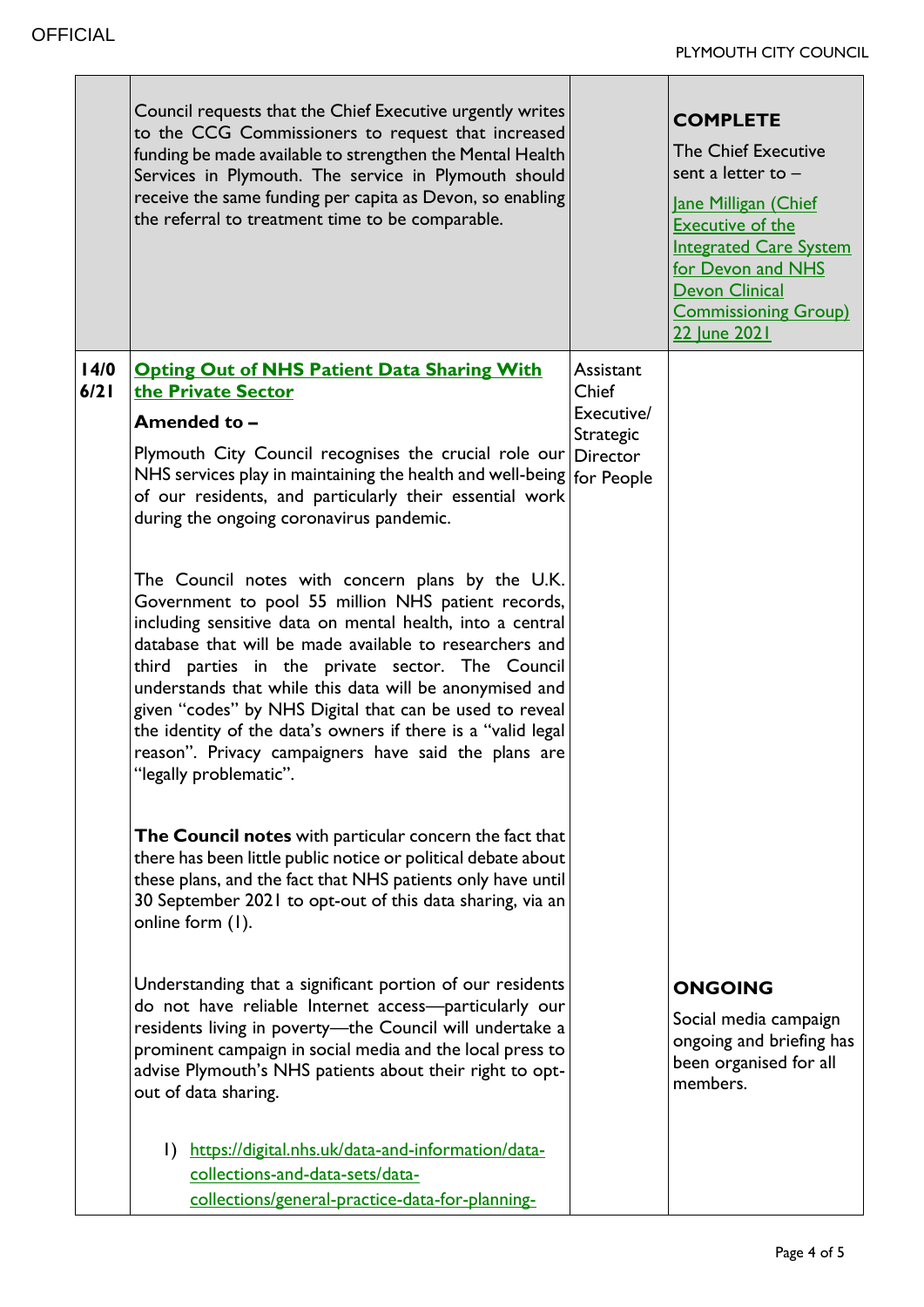| | | | |
|---|---|---|---|
| | Council requests that the Chief Executive urgently writes to the CCG Commissioners to request that increased funding be made available to strengthen the Mental Health Services in Plymouth. The service in Plymouth should receive the same funding per capita as Devon, so enabling the referral to treatment time to be comparable. | | **COMPLETE**<br>The Chief Executive sent a letter to –<br>Jane Milligan (Chief Executive of the Integrated Care System for Devon and NHS Devon Clinical Commissioning Group) 22 June 2021 |
| 14/06/21 | **Opting Out of NHS Patient Data Sharing With the Private Sector**<br>**Amended to –**<br>Plymouth City Council recognises the crucial role our NHS services play in maintaining the health and well-being of our residents, and particularly their essential work during the ongoing coronavirus pandemic.<br><br>The Council notes with concern plans by the U.K. Government to pool 55 million NHS patient records, including sensitive data on mental health, into a central database that will be made available to researchers and third parties in the private sector. The Council understands that while this data will be anonymised and given "codes" by NHS Digital that can be used to reveal the identity of the data's owners if there is a "valid legal reason". Privacy campaigners have said the plans are "legally problematic".<br><br>**The Council notes** with particular concern the fact that there has been little public notice or political debate about these plans, and the fact that NHS patients only have until 30 September 2021 to opt-out of this data sharing, via an online form (1).<br><br>Understanding that a significant portion of our residents do not have reliable Internet access—particularly our residents living in poverty—the Council will undertake a prominent campaign in social media and the local press to advise Plymouth's NHS patients about their right to opt-out of data sharing.<br><br>1) https://digital.nhs.uk/data-and-information/data-collections-and-data-sets/data-collections/general-practice-data-for-planning- | Assistant Chief Executive/ Strategic Director for People | **ONGOING**<br>Social media campaign ongoing and briefing has been organised for all members. |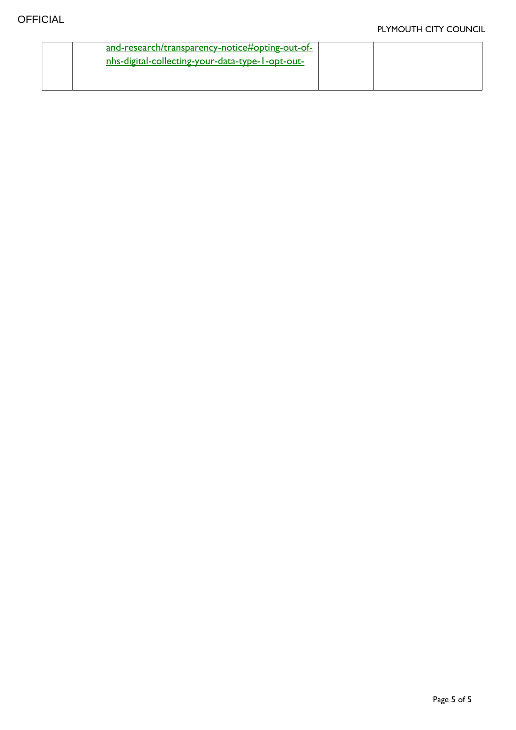| | | | |
|---|---|---|---|
| | and-research/transparency-notice#opting-out-of-nhs-digital-collecting-your-data-type-1-opt-out- | | |